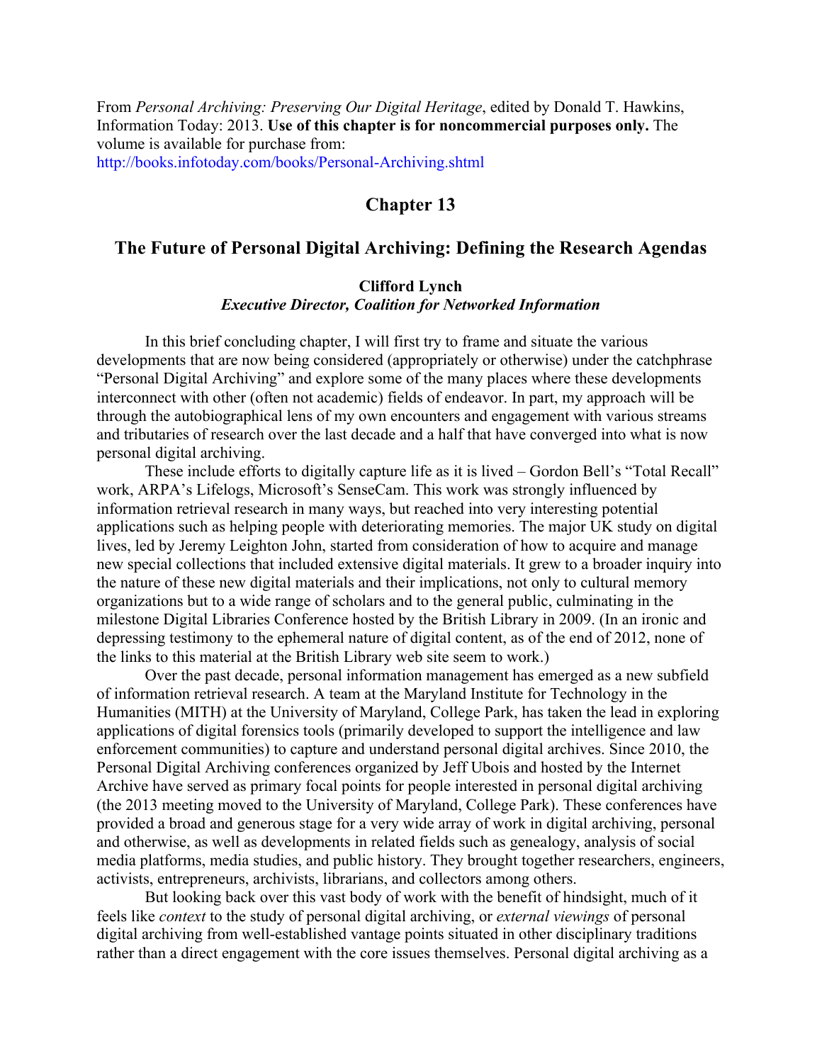From *Personal Archiving: Preserving Our Digital Heritage*, edited by Donald T. Hawkins, Information Today: 2013. **Use of this chapter is for noncommercial purposes only.** The volume is available for purchase from: http://books.infotoday.com/books/Personal-Archiving.shtml

## Chapter 13

# The Future of Personal Digital Archiving: Defining the Research Agendas

**Clifford Lynch**
***Executive Director, Coalition for Networked Information***

In this brief concluding chapter, I will first try to frame and situate the various developments that are now being considered (appropriately or otherwise) under the catchphrase "Personal Digital Archiving" and explore some of the many places where these developments interconnect with other (often not academic) fields of endeavor. In part, my approach will be through the autobiographical lens of my own encounters and engagement with various streams and tributaries of research over the last decade and a half that have converged into what is now personal digital archiving.

These include efforts to digitally capture life as it is lived – Gordon Bell's "Total Recall" work, ARPA's Lifelogs, Microsoft's SenseCam. This work was strongly influenced by information retrieval research in many ways, but reached into very interesting potential applications such as helping people with deteriorating memories. The major UK study on digital lives, led by Jeremy Leighton John, started from consideration of how to acquire and manage new special collections that included extensive digital materials. It grew to a broader inquiry into the nature of these new digital materials and their implications, not only to cultural memory organizations but to a wide range of scholars and to the general public, culminating in the milestone Digital Libraries Conference hosted by the British Library in 2009. (In an ironic and depressing testimony to the ephemeral nature of digital content, as of the end of 2012, none of the links to this material at the British Library web site seem to work.)

Over the past decade, personal information management has emerged as a new subfield of information retrieval research. A team at the Maryland Institute for Technology in the Humanities (MITH) at the University of Maryland, College Park, has taken the lead in exploring applications of digital forensics tools (primarily developed to support the intelligence and law enforcement communities) to capture and understand personal digital archives. Since 2010, the Personal Digital Archiving conferences organized by Jeff Ubois and hosted by the Internet Archive have served as primary focal points for people interested in personal digital archiving (the 2013 meeting moved to the University of Maryland, College Park). These conferences have provided a broad and generous stage for a very wide array of work in digital archiving, personal and otherwise, as well as developments in related fields such as genealogy, analysis of social media platforms, media studies, and public history. They brought together researchers, engineers, activists, entrepreneurs, archivists, librarians, and collectors among others.

But looking back over this vast body of work with the benefit of hindsight, much of it feels like *context* to the study of personal digital archiving, or *external viewings* of personal digital archiving from well-established vantage points situated in other disciplinary traditions rather than a direct engagement with the core issues themselves. Personal digital archiving as a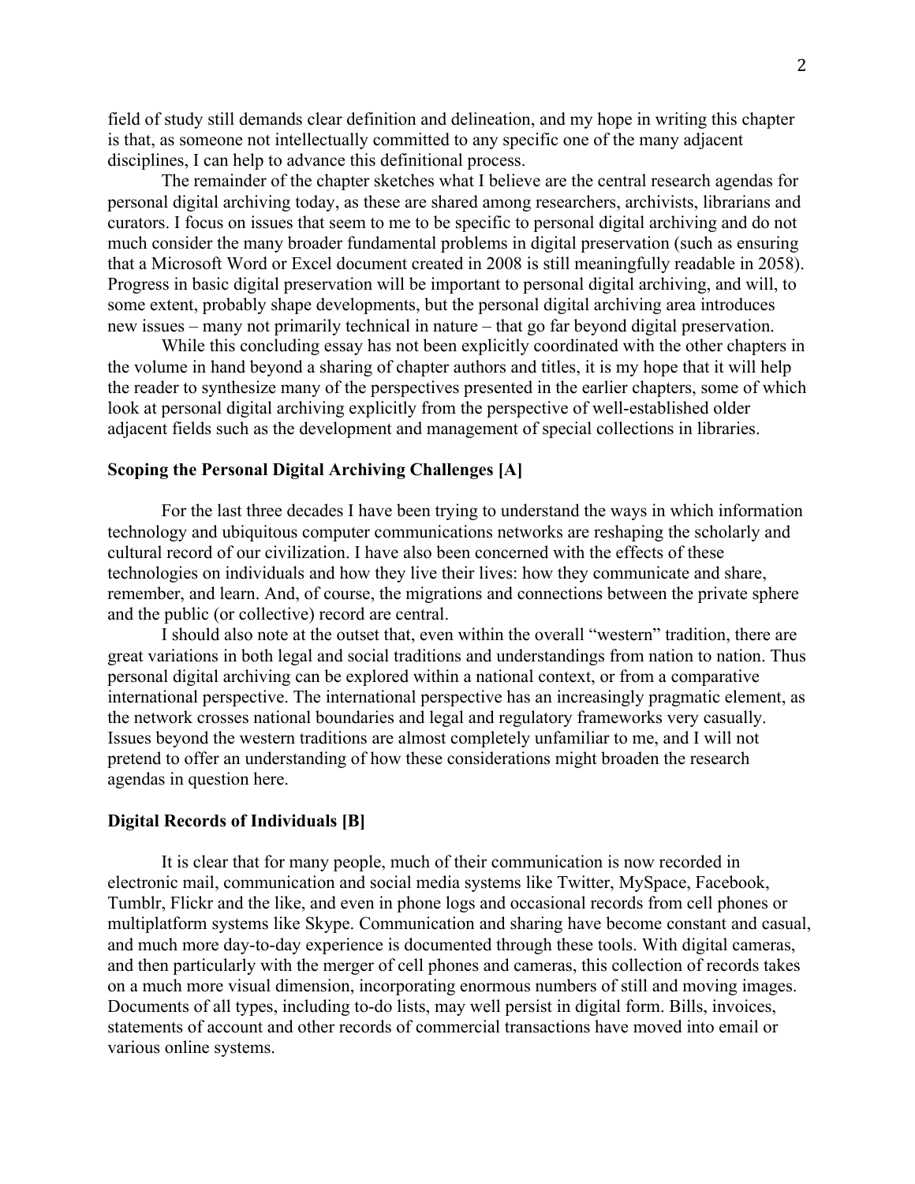field of study still demands clear definition and delineation, and my hope in writing this chapter is that, as someone not intellectually committed to any specific one of the many adjacent disciplines, I can help to advance this definitional process.

The remainder of the chapter sketches what I believe are the central research agendas for personal digital archiving today, as these are shared among researchers, archivists, librarians and curators. I focus on issues that seem to me to be specific to personal digital archiving and do not much consider the many broader fundamental problems in digital preservation (such as ensuring that a Microsoft Word or Excel document created in 2008 is still meaningfully readable in 2058). Progress in basic digital preservation will be important to personal digital archiving, and will, to some extent, probably shape developments, but the personal digital archiving area introduces new issues – many not primarily technical in nature – that go far beyond digital preservation.

While this concluding essay has not been explicitly coordinated with the other chapters in the volume in hand beyond a sharing of chapter authors and titles, it is my hope that it will help the reader to synthesize many of the perspectives presented in the earlier chapters, some of which look at personal digital archiving explicitly from the perspective of well-established older adjacent fields such as the development and management of special collections in libraries.

## Scoping the Personal Digital Archiving Challenges [A]

For the last three decades I have been trying to understand the ways in which information technology and ubiquitous computer communications networks are reshaping the scholarly and cultural record of our civilization. I have also been concerned with the effects of these technologies on individuals and how they live their lives: how they communicate and share, remember, and learn. And, of course, the migrations and connections between the private sphere and the public (or collective) record are central.

I should also note at the outset that, even within the overall "western" tradition, there are great variations in both legal and social traditions and understandings from nation to nation. Thus personal digital archiving can be explored within a national context, or from a comparative international perspective. The international perspective has an increasingly pragmatic element, as the network crosses national boundaries and legal and regulatory frameworks very casually. Issues beyond the western traditions are almost completely unfamiliar to me, and I will not pretend to offer an understanding of how these considerations might broaden the research agendas in question here.

## Digital Records of Individuals [B]

It is clear that for many people, much of their communication is now recorded in electronic mail, communication and social media systems like Twitter, MySpace, Facebook, Tumblr, Flickr and the like, and even in phone logs and occasional records from cell phones or multiplatform systems like Skype. Communication and sharing have become constant and casual, and much more day-to-day experience is documented through these tools. With digital cameras, and then particularly with the merger of cell phones and cameras, this collection of records takes on a much more visual dimension, incorporating enormous numbers of still and moving images. Documents of all types, including to-do lists, may well persist in digital form. Bills, invoices, statements of account and other records of commercial transactions have moved into email or various online systems.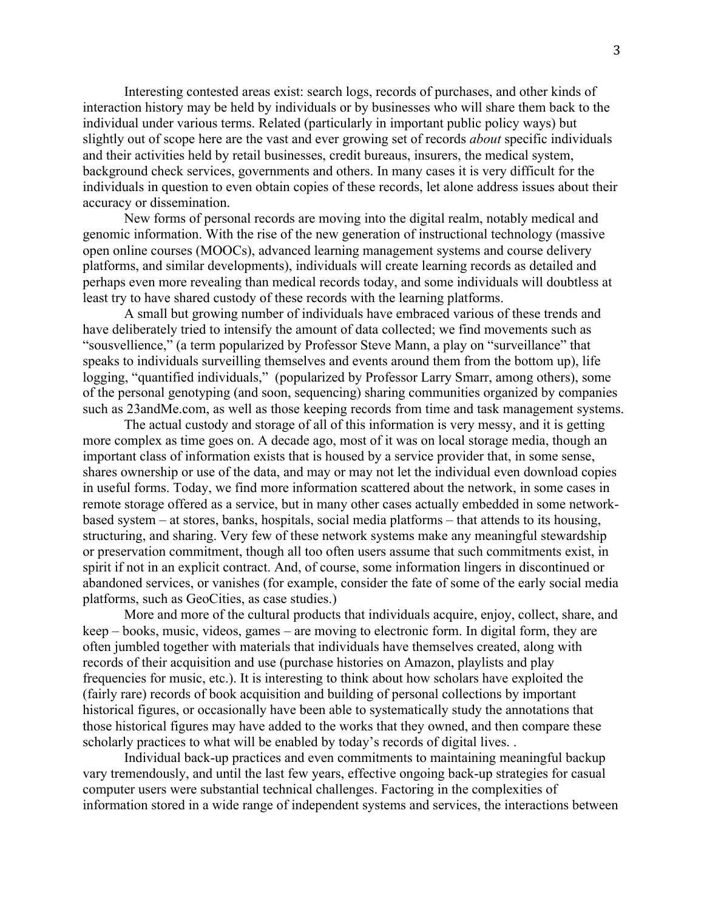Interesting contested areas exist: search logs, records of purchases, and other kinds of interaction history may be held by individuals or by businesses who will share them back to the individual under various terms. Related (particularly in important public policy ways) but slightly out of scope here are the vast and ever growing set of records *about* specific individuals and their activities held by retail businesses, credit bureaus, insurers, the medical system, background check services, governments and others. In many cases it is very difficult for the individuals in question to even obtain copies of these records, let alone address issues about their accuracy or dissemination.

New forms of personal records are moving into the digital realm, notably medical and genomic information. With the rise of the new generation of instructional technology (massive open online courses (MOOCs), advanced learning management systems and course delivery platforms, and similar developments), individuals will create learning records as detailed and perhaps even more revealing than medical records today, and some individuals will doubtless at least try to have shared custody of these records with the learning platforms.

A small but growing number of individuals have embraced various of these trends and have deliberately tried to intensify the amount of data collected; we find movements such as "sousvellience," (a term popularized by Professor Steve Mann, a play on "surveillance" that speaks to individuals surveilling themselves and events around them from the bottom up), life logging, "quantified individuals," (popularized by Professor Larry Smarr, among others), some of the personal genotyping (and soon, sequencing) sharing communities organized by companies such as 23andMe.com, as well as those keeping records from time and task management systems.

The actual custody and storage of all of this information is very messy, and it is getting more complex as time goes on. A decade ago, most of it was on local storage media, though an important class of information exists that is housed by a service provider that, in some sense, shares ownership or use of the data, and may or may not let the individual even download copies in useful forms. Today, we find more information scattered about the network, in some cases in remote storage offered as a service, but in many other cases actually embedded in some network-based system – at stores, banks, hospitals, social media platforms – that attends to its housing, structuring, and sharing. Very few of these network systems make any meaningful stewardship or preservation commitment, though all too often users assume that such commitments exist, in spirit if not in an explicit contract. And, of course, some information lingers in discontinued or abandoned services, or vanishes (for example, consider the fate of some of the early social media platforms, such as GeoCities, as case studies.)

More and more of the cultural products that individuals acquire, enjoy, collect, share, and keep – books, music, videos, games – are moving to electronic form. In digital form, they are often jumbled together with materials that individuals have themselves created, along with records of their acquisition and use (purchase histories on Amazon, playlists and play frequencies for music, etc.). It is interesting to think about how scholars have exploited the (fairly rare) records of book acquisition and building of personal collections by important historical figures, or occasionally have been able to systematically study the annotations that those historical figures may have added to the works that they owned, and then compare these scholarly practices to what will be enabled by today's records of digital lives. .

Individual back-up practices and even commitments to maintaining meaningful backup vary tremendously, and until the last few years, effective ongoing back-up strategies for casual computer users were substantial technical challenges. Factoring in the complexities of information stored in a wide range of independent systems and services, the interactions between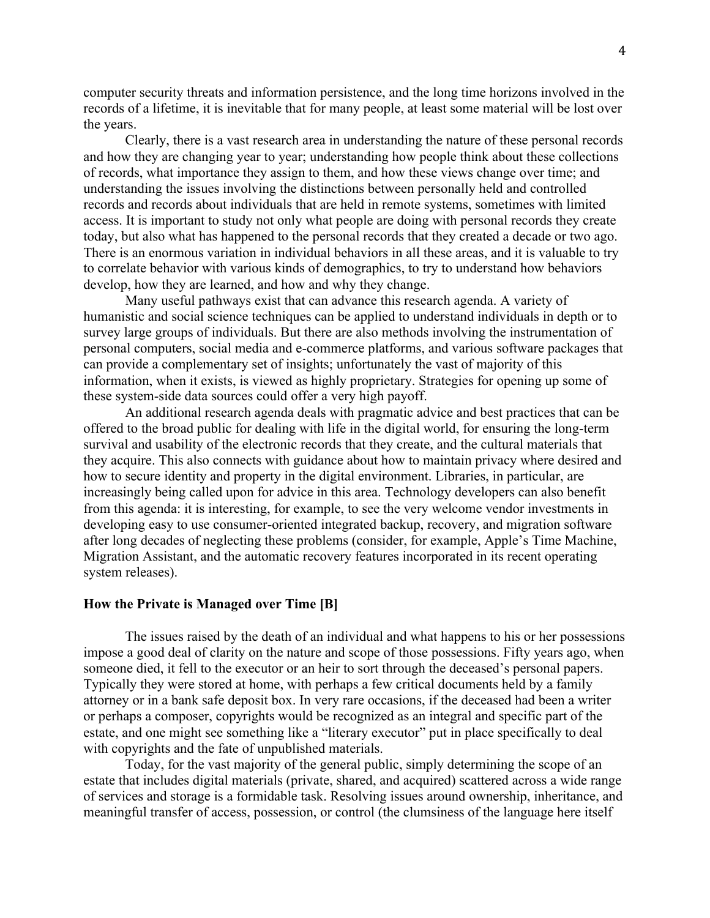computer security threats and information persistence, and the long time horizons involved in the records of a lifetime, it is inevitable that for many people, at least some material will be lost over the years.

Clearly, there is a vast research area in understanding the nature of these personal records and how they are changing year to year; understanding how people think about these collections of records, what importance they assign to them, and how these views change over time; and understanding the issues involving the distinctions between personally held and controlled records and records about individuals that are held in remote systems, sometimes with limited access. It is important to study not only what people are doing with personal records they create today, but also what has happened to the personal records that they created a decade or two ago. There is an enormous variation in individual behaviors in all these areas, and it is valuable to try to correlate behavior with various kinds of demographics, to try to understand how behaviors develop, how they are learned, and how and why they change.

Many useful pathways exist that can advance this research agenda. A variety of humanistic and social science techniques can be applied to understand individuals in depth or to survey large groups of individuals. But there are also methods involving the instrumentation of personal computers, social media and e-commerce platforms, and various software packages that can provide a complementary set of insights; unfortunately the vast of majority of this information, when it exists, is viewed as highly proprietary. Strategies for opening up some of these system-side data sources could offer a very high payoff.

An additional research agenda deals with pragmatic advice and best practices that can be offered to the broad public for dealing with life in the digital world, for ensuring the long-term survival and usability of the electronic records that they create, and the cultural materials that they acquire. This also connects with guidance about how to maintain privacy where desired and how to secure identity and property in the digital environment. Libraries, in particular, are increasingly being called upon for advice in this area. Technology developers can also benefit from this agenda: it is interesting, for example, to see the very welcome vendor investments in developing easy to use consumer-oriented integrated backup, recovery, and migration software after long decades of neglecting these problems (consider, for example, Apple's Time Machine, Migration Assistant, and the automatic recovery features incorporated in its recent operating system releases).

**How the Private is Managed over Time [B]**

The issues raised by the death of an individual and what happens to his or her possessions impose a good deal of clarity on the nature and scope of those possessions. Fifty years ago, when someone died, it fell to the executor or an heir to sort through the deceased's personal papers. Typically they were stored at home, with perhaps a few critical documents held by a family attorney or in a bank safe deposit box. In very rare occasions, if the deceased had been a writer or perhaps a composer, copyrights would be recognized as an integral and specific part of the estate, and one might see something like a "literary executor" put in place specifically to deal with copyrights and the fate of unpublished materials.

Today, for the vast majority of the general public, simply determining the scope of an estate that includes digital materials (private, shared, and acquired) scattered across a wide range of services and storage is a formidable task. Resolving issues around ownership, inheritance, and meaningful transfer of access, possession, or control (the clumsiness of the language here itself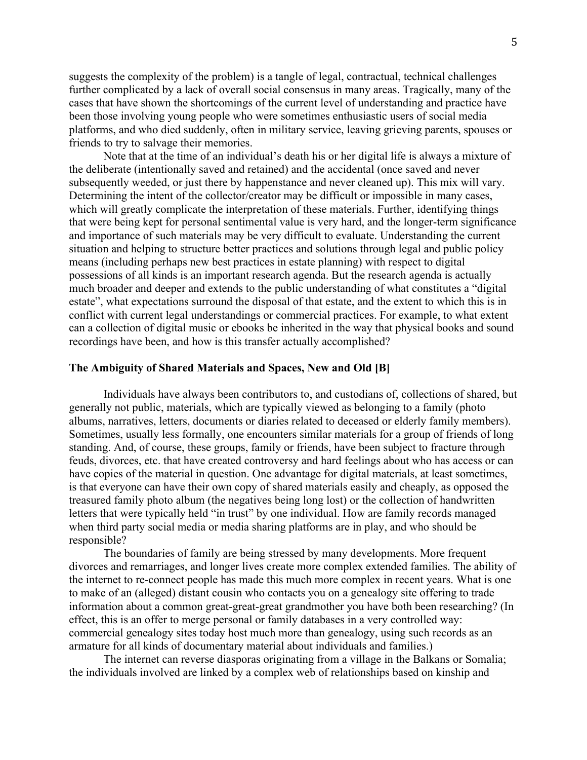suggests the complexity of the problem) is a tangle of legal, contractual, technical challenges further complicated by a lack of overall social consensus in many areas. Tragically, many of the cases that have shown the shortcomings of the current level of understanding and practice have been those involving young people who were sometimes enthusiastic users of social media platforms, and who died suddenly, often in military service, leaving grieving parents, spouses or friends to try to salvage their memories.

Note that at the time of an individual's death his or her digital life is always a mixture of the deliberate (intentionally saved and retained) and the accidental (once saved and never subsequently weeded, or just there by happenstance and never cleaned up). This mix will vary. Determining the intent of the collector/creator may be difficult or impossible in many cases, which will greatly complicate the interpretation of these materials. Further, identifying things that were being kept for personal sentimental value is very hard, and the longer-term significance and importance of such materials may be very difficult to evaluate. Understanding the current situation and helping to structure better practices and solutions through legal and public policy means (including perhaps new best practices in estate planning) with respect to digital possessions of all kinds is an important research agenda. But the research agenda is actually much broader and deeper and extends to the public understanding of what constitutes a "digital estate", what expectations surround the disposal of that estate, and the extent to which this is in conflict with current legal understandings or commercial practices. For example, to what extent can a collection of digital music or ebooks be inherited in the way that physical books and sound recordings have been, and how is this transfer actually accomplished?

## The Ambiguity of Shared Materials and Spaces, New and Old [B]

Individuals have always been contributors to, and custodians of, collections of shared, but generally not public, materials, which are typically viewed as belonging to a family (photo albums, narratives, letters, documents or diaries related to deceased or elderly family members). Sometimes, usually less formally, one encounters similar materials for a group of friends of long standing. And, of course, these groups, family or friends, have been subject to fracture through feuds, divorces, etc. that have created controversy and hard feelings about who has access or can have copies of the material in question. One advantage for digital materials, at least sometimes, is that everyone can have their own copy of shared materials easily and cheaply, as opposed the treasured family photo album (the negatives being long lost) or the collection of handwritten letters that were typically held "in trust" by one individual. How are family records managed when third party social media or media sharing platforms are in play, and who should be responsible?

The boundaries of family are being stressed by many developments. More frequent divorces and remarriages, and longer lives create more complex extended families. The ability of the internet to re-connect people has made this much more complex in recent years. What is one to make of an (alleged) distant cousin who contacts you on a genealogy site offering to trade information about a common great-great-great grandmother you have both been researching? (In effect, this is an offer to merge personal or family databases in a very controlled way: commercial genealogy sites today host much more than genealogy, using such records as an armature for all kinds of documentary material about individuals and families.)

The internet can reverse diasporas originating from a village in the Balkans or Somalia; the individuals involved are linked by a complex web of relationships based on kinship and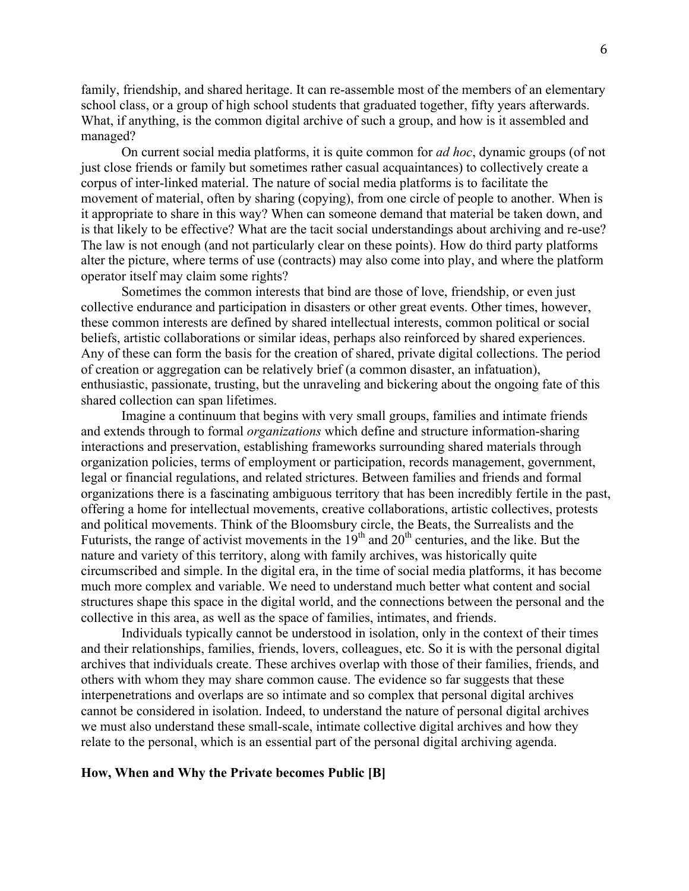family, friendship, and shared heritage. It can re-assemble most of the members of an elementary school class, or a group of high school students that graduated together, fifty years afterwards. What, if anything, is the common digital archive of such a group, and how is it assembled and managed?

On current social media platforms, it is quite common for *ad hoc*, dynamic groups (of not just close friends or family but sometimes rather casual acquaintances) to collectively create a corpus of inter-linked material. The nature of social media platforms is to facilitate the movement of material, often by sharing (copying), from one circle of people to another. When is it appropriate to share in this way? When can someone demand that material be taken down, and is that likely to be effective? What are the tacit social understandings about archiving and re-use? The law is not enough (and not particularly clear on these points). How do third party platforms alter the picture, where terms of use (contracts) may also come into play, and where the platform operator itself may claim some rights?

Sometimes the common interests that bind are those of love, friendship, or even just collective endurance and participation in disasters or other great events. Other times, however, these common interests are defined by shared intellectual interests, common political or social beliefs, artistic collaborations or similar ideas, perhaps also reinforced by shared experiences. Any of these can form the basis for the creation of shared, private digital collections. The period of creation or aggregation can be relatively brief (a common disaster, an infatuation), enthusiastic, passionate, trusting, but the unraveling and bickering about the ongoing fate of this shared collection can span lifetimes.

Imagine a continuum that begins with very small groups, families and intimate friends and extends through to formal *organizations* which define and structure information-sharing interactions and preservation, establishing frameworks surrounding shared materials through organization policies, terms of employment or participation, records management, government, legal or financial regulations, and related strictures. Between families and friends and formal organizations there is a fascinating ambiguous territory that has been incredibly fertile in the past, offering a home for intellectual movements, creative collaborations, artistic collectives, protests and political movements. Think of the Bloomsbury circle, the Beats, the Surrealists and the Futurists, the range of activist movements in the 19th and 20th centuries, and the like. But the nature and variety of this territory, along with family archives, was historically quite circumscribed and simple. In the digital era, in the time of social media platforms, it has become much more complex and variable. We need to understand much better what content and social structures shape this space in the digital world, and the connections between the personal and the collective in this area, as well as the space of families, intimates, and friends.

Individuals typically cannot be understood in isolation, only in the context of their times and their relationships, families, friends, lovers, colleagues, etc. So it is with the personal digital archives that individuals create. These archives overlap with those of their families, friends, and others with whom they may share common cause. The evidence so far suggests that these interpenetrations and overlaps are so intimate and so complex that personal digital archives cannot be considered in isolation. Indeed, to understand the nature of personal digital archives we must also understand these small-scale, intimate collective digital archives and how they relate to the personal, which is an essential part of the personal digital archiving agenda.

**How, When and Why the Private becomes Public [B]**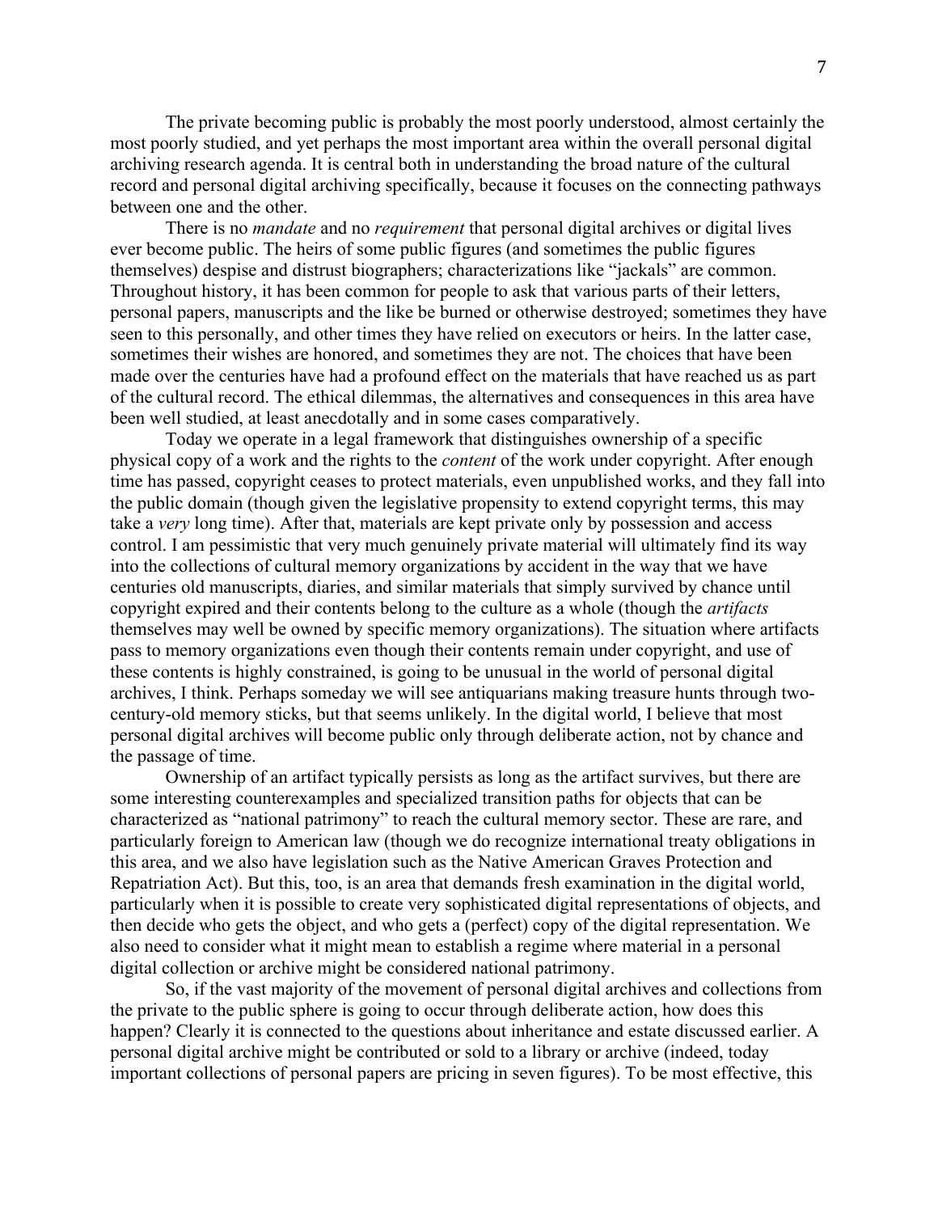The private becoming public is probably the most poorly understood, almost certainly the most poorly studied, and yet perhaps the most important area within the overall personal digital archiving research agenda. It is central both in understanding the broad nature of the cultural record and personal digital archiving specifically, because it focuses on the connecting pathways between one and the other.

There is no *mandate* and no *requirement* that personal digital archives or digital lives ever become public. The heirs of some public figures (and sometimes the public figures themselves) despise and distrust biographers; characterizations like "jackals" are common. Throughout history, it has been common for people to ask that various parts of their letters, personal papers, manuscripts and the like be burned or otherwise destroyed; sometimes they have seen to this personally, and other times they have relied on executors or heirs. In the latter case, sometimes their wishes are honored, and sometimes they are not. The choices that have been made over the centuries have had a profound effect on the materials that have reached us as part of the cultural record. The ethical dilemmas, the alternatives and consequences in this area have been well studied, at least anecdotally and in some cases comparatively.

Today we operate in a legal framework that distinguishes ownership of a specific physical copy of a work and the rights to the *content* of the work under copyright. After enough time has passed, copyright ceases to protect materials, even unpublished works, and they fall into the public domain (though given the legislative propensity to extend copyright terms, this may take a *very* long time). After that, materials are kept private only by possession and access control. I am pessimistic that very much genuinely private material will ultimately find its way into the collections of cultural memory organizations by accident in the way that we have centuries old manuscripts, diaries, and similar materials that simply survived by chance until copyright expired and their contents belong to the culture as a whole (though the *artifacts* themselves may well be owned by specific memory organizations). The situation where artifacts pass to memory organizations even though their contents remain under copyright, and use of these contents is highly constrained, is going to be unusual in the world of personal digital archives, I think. Perhaps someday we will see antiquarians making treasure hunts through two-century-old memory sticks, but that seems unlikely. In the digital world, I believe that most personal digital archives will become public only through deliberate action, not by chance and the passage of time.

Ownership of an artifact typically persists as long as the artifact survives, but there are some interesting counterexamples and specialized transition paths for objects that can be characterized as "national patrimony" to reach the cultural memory sector. These are rare, and particularly foreign to American law (though we do recognize international treaty obligations in this area, and we also have legislation such as the Native American Graves Protection and Repatriation Act). But this, too, is an area that demands fresh examination in the digital world, particularly when it is possible to create very sophisticated digital representations of objects, and then decide who gets the object, and who gets a (perfect) copy of the digital representation. We also need to consider what it might mean to establish a regime where material in a personal digital collection or archive might be considered national patrimony.

So, if the vast majority of the movement of personal digital archives and collections from the private to the public sphere is going to occur through deliberate action, how does this happen? Clearly it is connected to the questions about inheritance and estate discussed earlier. A personal digital archive might be contributed or sold to a library or archive (indeed, today important collections of personal papers are pricing in seven figures). To be most effective, this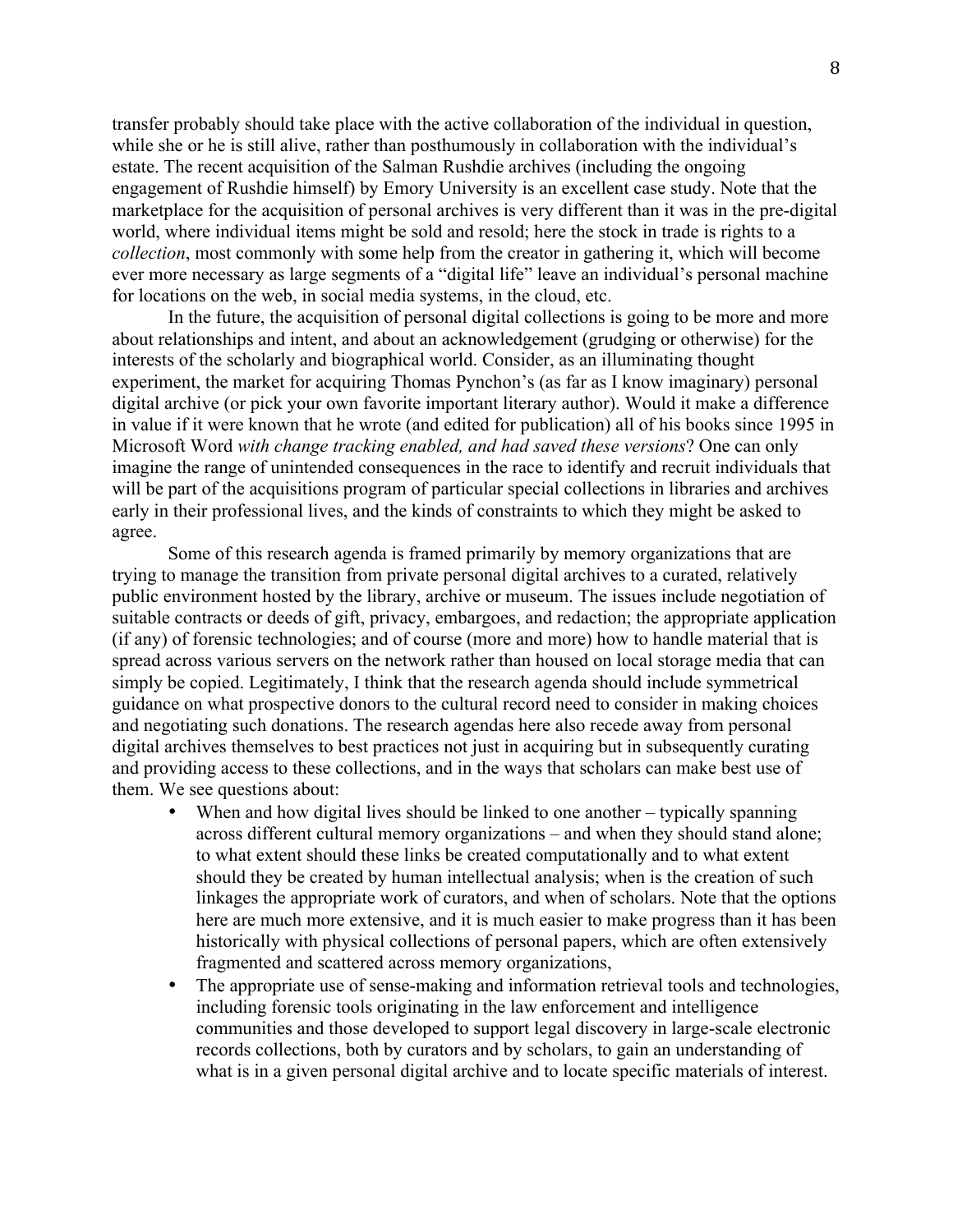transfer probably should take place with the active collaboration of the individual in question, while she or he is still alive, rather than posthumously in collaboration with the individual's estate. The recent acquisition of the Salman Rushdie archives (including the ongoing engagement of Rushdie himself) by Emory University is an excellent case study. Note that the marketplace for the acquisition of personal archives is very different than it was in the pre-digital world, where individual items might be sold and resold; here the stock in trade is rights to a *collection*, most commonly with some help from the creator in gathering it, which will become ever more necessary as large segments of a "digital life" leave an individual's personal machine for locations on the web, in social media systems, in the cloud, etc.

In the future, the acquisition of personal digital collections is going to be more and more about relationships and intent, and about an acknowledgement (grudging or otherwise) for the interests of the scholarly and biographical world. Consider, as an illuminating thought experiment, the market for acquiring Thomas Pynchon's (as far as I know imaginary) personal digital archive (or pick your own favorite important literary author). Would it make a difference in value if it were known that he wrote (and edited for publication) all of his books since 1995 in Microsoft Word *with change tracking enabled, and had saved these versions*? One can only imagine the range of unintended consequences in the race to identify and recruit individuals that will be part of the acquisitions program of particular special collections in libraries and archives early in their professional lives, and the kinds of constraints to which they might be asked to agree.

Some of this research agenda is framed primarily by memory organizations that are trying to manage the transition from private personal digital archives to a curated, relatively public environment hosted by the library, archive or museum. The issues include negotiation of suitable contracts or deeds of gift, privacy, embargoes, and redaction; the appropriate application (if any) of forensic technologies; and of course (more and more) how to handle material that is spread across various servers on the network rather than housed on local storage media that can simply be copied. Legitimately, I think that the research agenda should include symmetrical guidance on what prospective donors to the cultural record need to consider in making choices and negotiating such donations. The research agendas here also recede away from personal digital archives themselves to best practices not just in acquiring but in subsequently curating and providing access to these collections, and in the ways that scholars can make best use of them. We see questions about:

- When and how digital lives should be linked to one another – typically spanning across different cultural memory organizations – and when they should stand alone; to what extent should these links be created computationally and to what extent should they be created by human intellectual analysis; when is the creation of such linkages the appropriate work of curators, and when of scholars. Note that the options here are much more extensive, and it is much easier to make progress than it has been historically with physical collections of personal papers, which are often extensively fragmented and scattered across memory organizations,
- The appropriate use of sense-making and information retrieval tools and technologies, including forensic tools originating in the law enforcement and intelligence communities and those developed to support legal discovery in large-scale electronic records collections, both by curators and by scholars, to gain an understanding of what is in a given personal digital archive and to locate specific materials of interest.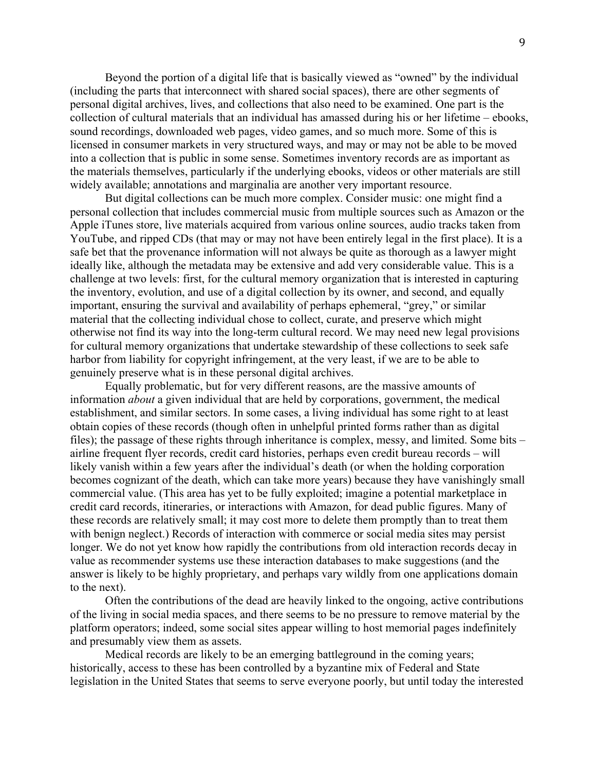Beyond the portion of a digital life that is basically viewed as "owned" by the individual (including the parts that interconnect with shared social spaces), there are other segments of personal digital archives, lives, and collections that also need to be examined. One part is the collection of cultural materials that an individual has amassed during his or her lifetime – ebooks, sound recordings, downloaded web pages, video games, and so much more. Some of this is licensed in consumer markets in very structured ways, and may or may not be able to be moved into a collection that is public in some sense. Sometimes inventory records are as important as the materials themselves, particularly if the underlying ebooks, videos or other materials are still widely available; annotations and marginalia are another very important resource.

But digital collections can be much more complex. Consider music: one might find a personal collection that includes commercial music from multiple sources such as Amazon or the Apple iTunes store, live materials acquired from various online sources, audio tracks taken from YouTube, and ripped CDs (that may or may not have been entirely legal in the first place). It is a safe bet that the provenance information will not always be quite as thorough as a lawyer might ideally like, although the metadata may be extensive and add very considerable value. This is a challenge at two levels: first, for the cultural memory organization that is interested in capturing the inventory, evolution, and use of a digital collection by its owner, and second, and equally important, ensuring the survival and availability of perhaps ephemeral, "grey," or similar material that the collecting individual chose to collect, curate, and preserve which might otherwise not find its way into the long-term cultural record. We may need new legal provisions for cultural memory organizations that undertake stewardship of these collections to seek safe harbor from liability for copyright infringement, at the very least, if we are to be able to genuinely preserve what is in these personal digital archives.

Equally problematic, but for very different reasons, are the massive amounts of information *about* a given individual that are held by corporations, government, the medical establishment, and similar sectors. In some cases, a living individual has some right to at least obtain copies of these records (though often in unhelpful printed forms rather than as digital files); the passage of these rights through inheritance is complex, messy, and limited. Some bits – airline frequent flyer records, credit card histories, perhaps even credit bureau records – will likely vanish within a few years after the individual's death (or when the holding corporation becomes cognizant of the death, which can take more years) because they have vanishingly small commercial value. (This area has yet to be fully exploited; imagine a potential marketplace in credit card records, itineraries, or interactions with Amazon, for dead public figures. Many of these records are relatively small; it may cost more to delete them promptly than to treat them with benign neglect.) Records of interaction with commerce or social media sites may persist longer. We do not yet know how rapidly the contributions from old interaction records decay in value as recommender systems use these interaction databases to make suggestions (and the answer is likely to be highly proprietary, and perhaps vary wildly from one applications domain to the next).

Often the contributions of the dead are heavily linked to the ongoing, active contributions of the living in social media spaces, and there seems to be no pressure to remove material by the platform operators; indeed, some social sites appear willing to host memorial pages indefinitely and presumably view them as assets.

Medical records are likely to be an emerging battleground in the coming years; historically, access to these has been controlled by a byzantine mix of Federal and State legislation in the United States that seems to serve everyone poorly, but until today the interested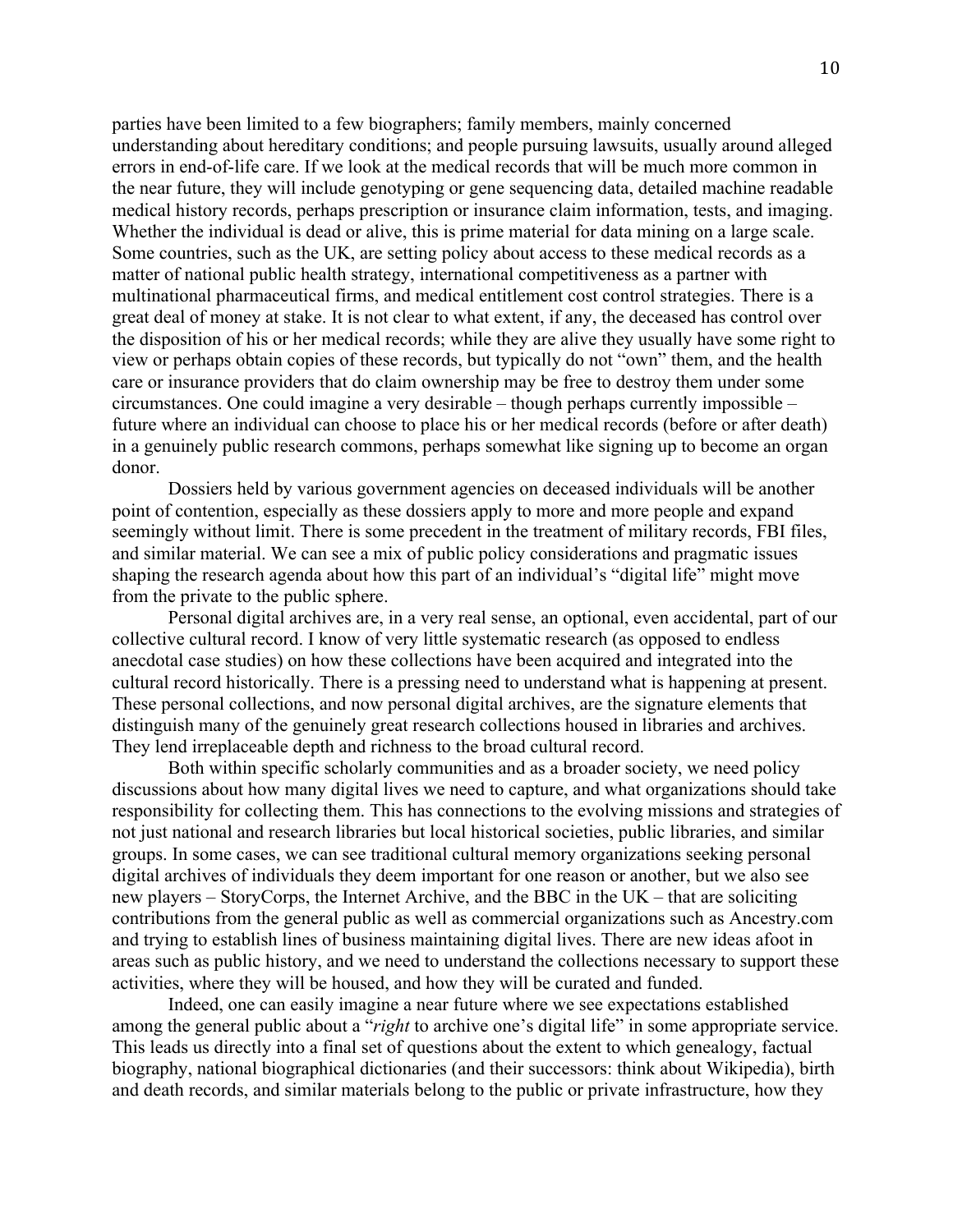parties have been limited to a few biographers; family members, mainly concerned understanding about hereditary conditions; and people pursuing lawsuits, usually around alleged errors in end-of-life care. If we look at the medical records that will be much more common in the near future, they will include genotyping or gene sequencing data, detailed machine readable medical history records, perhaps prescription or insurance claim information, tests, and imaging. Whether the individual is dead or alive, this is prime material for data mining on a large scale. Some countries, such as the UK, are setting policy about access to these medical records as a matter of national public health strategy, international competitiveness as a partner with multinational pharmaceutical firms, and medical entitlement cost control strategies. There is a great deal of money at stake. It is not clear to what extent, if any, the deceased has control over the disposition of his or her medical records; while they are alive they usually have some right to view or perhaps obtain copies of these records, but typically do not "own" them, and the health care or insurance providers that do claim ownership may be free to destroy them under some circumstances. One could imagine a very desirable – though perhaps currently impossible – future where an individual can choose to place his or her medical records (before or after death) in a genuinely public research commons, perhaps somewhat like signing up to become an organ donor.

Dossiers held by various government agencies on deceased individuals will be another point of contention, especially as these dossiers apply to more and more people and expand seemingly without limit. There is some precedent in the treatment of military records, FBI files, and similar material. We can see a mix of public policy considerations and pragmatic issues shaping the research agenda about how this part of an individual's "digital life" might move from the private to the public sphere.

Personal digital archives are, in a very real sense, an optional, even accidental, part of our collective cultural record. I know of very little systematic research (as opposed to endless anecdotal case studies) on how these collections have been acquired and integrated into the cultural record historically. There is a pressing need to understand what is happening at present. These personal collections, and now personal digital archives, are the signature elements that distinguish many of the genuinely great research collections housed in libraries and archives. They lend irreplaceable depth and richness to the broad cultural record.

Both within specific scholarly communities and as a broader society, we need policy discussions about how many digital lives we need to capture, and what organizations should take responsibility for collecting them. This has connections to the evolving missions and strategies of not just national and research libraries but local historical societies, public libraries, and similar groups. In some cases, we can see traditional cultural memory organizations seeking personal digital archives of individuals they deem important for one reason or another, but we also see new players – StoryCorps, the Internet Archive, and the BBC in the UK – that are soliciting contributions from the general public as well as commercial organizations such as Ancestry.com and trying to establish lines of business maintaining digital lives. There are new ideas afoot in areas such as public history, and we need to understand the collections necessary to support these activities, where they will be housed, and how they will be curated and funded.

Indeed, one can easily imagine a near future where we see expectations established among the general public about a "*right* to archive one's digital life" in some appropriate service. This leads us directly into a final set of questions about the extent to which genealogy, factual biography, national biographical dictionaries (and their successors: think about Wikipedia), birth and death records, and similar materials belong to the public or private infrastructure, how they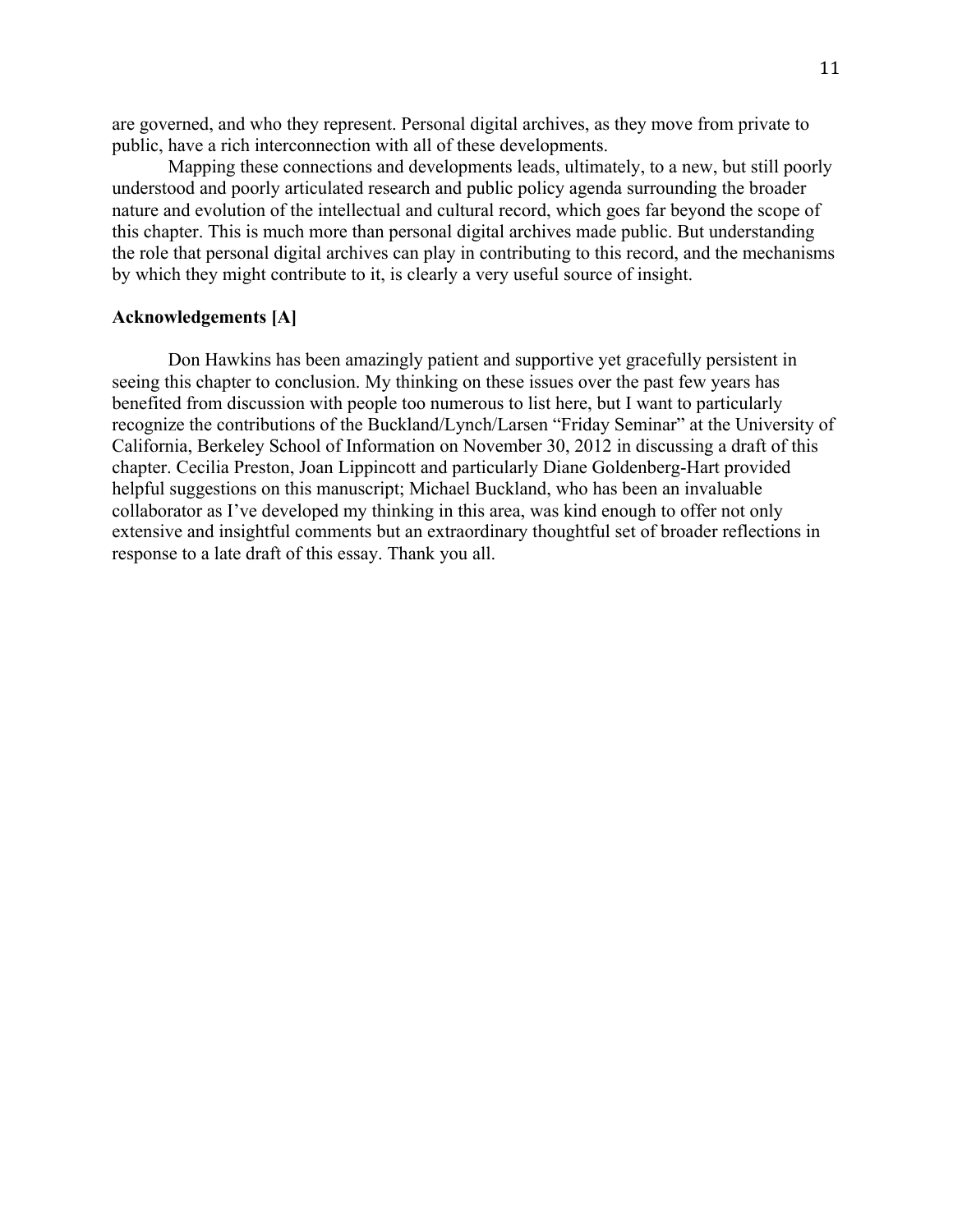are governed, and who they represent. Personal digital archives, as they move from private to public, have a rich interconnection with all of these developments.

Mapping these connections and developments leads, ultimately, to a new, but still poorly understood and poorly articulated research and public policy agenda surrounding the broader nature and evolution of the intellectual and cultural record, which goes far beyond the scope of this chapter. This is much more than personal digital archives made public. But understanding the role that personal digital archives can play in contributing to this record, and the mechanisms by which they might contribute to it, is clearly a very useful source of insight.

**Acknowledgements [A]**

Don Hawkins has been amazingly patient and supportive yet gracefully persistent in seeing this chapter to conclusion. My thinking on these issues over the past few years has benefited from discussion with people too numerous to list here, but I want to particularly recognize the contributions of the Buckland/Lynch/Larsen "Friday Seminar" at the University of California, Berkeley School of Information on November 30, 2012 in discussing a draft of this chapter. Cecilia Preston, Joan Lippincott and particularly Diane Goldenberg-Hart provided helpful suggestions on this manuscript; Michael Buckland, who has been an invaluable collaborator as I've developed my thinking in this area, was kind enough to offer not only extensive and insightful comments but an extraordinary thoughtful set of broader reflections in response to a late draft of this essay. Thank you all.